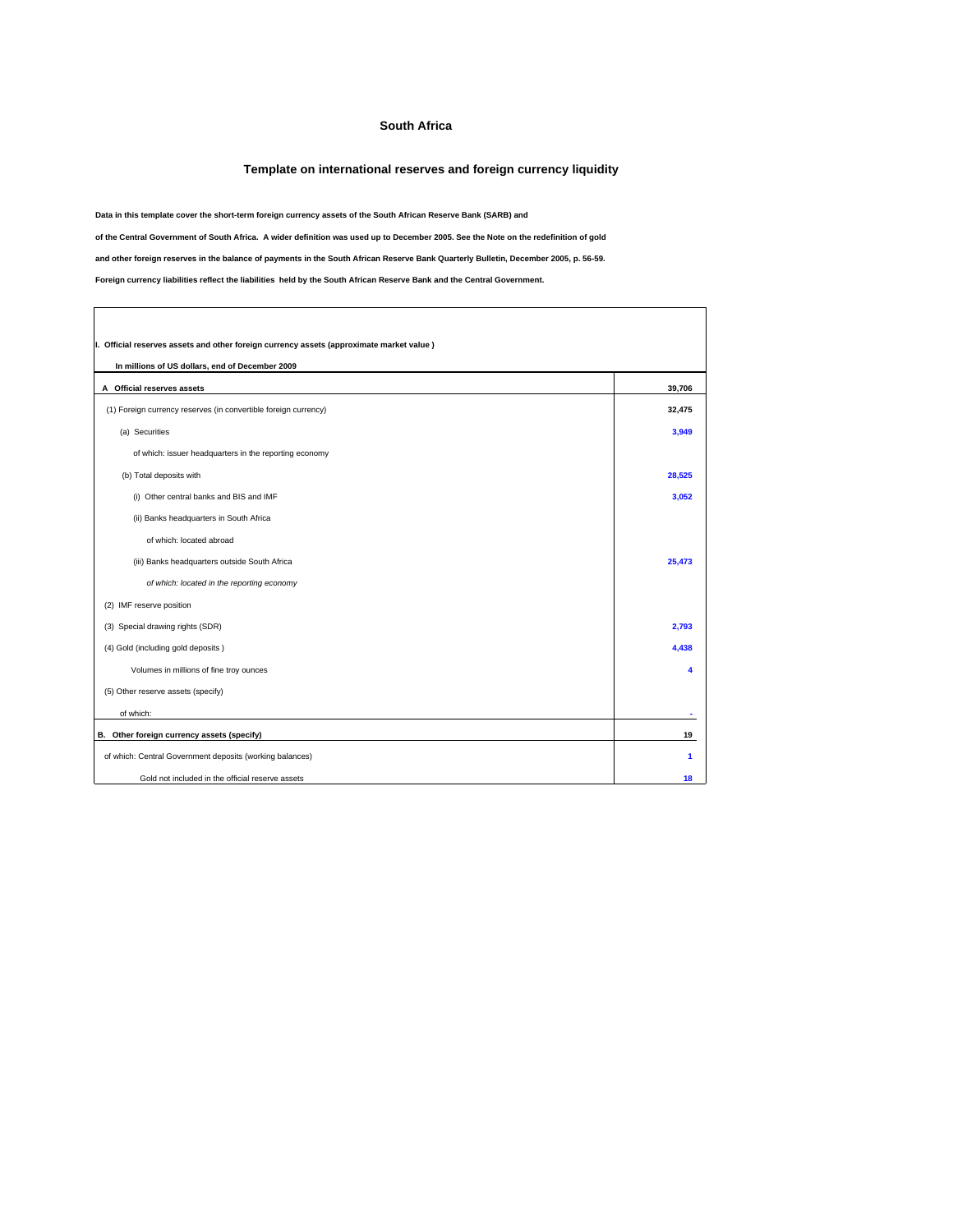# South Africa

## Template on international reserves and foreign currency liquidity

**Data in this template cover the short-term foreign currency assets of the South African Reserve Bank (SARB) and**

**of the Central Government of South Africa. A wider definition was used up to December 2005. See the Note on the redefinition of gold**

**and other foreign reserves in the balance of payments in the South African Reserve Bank Quarterly Bulletin, December 2005, p. 56-59.**

**Foreign currency liabilities reflect the liabilities held by the South African Reserve Bank and the Central Government.**

| | |
|---|---|
| **I. Official reserves assets and other foreign currency assets (approximate market value )** | |
| **In millions of US dollars, end of December 2009** | |
| **A Official reserves assets** | **39,706** |
| (1) Foreign currency reserves (in convertible foreign currency) | **32,475** |
| (a) Securities | **3,949** |
| of which: issuer headquarters in the reporting economy | |
| (b) Total deposits with | **28,525** |
| (i) Other central banks and BIS and IMF | **3,052** |
| (ii) Banks headquarters in South Africa | |
| of which: located abroad | |
| (iii) Banks headquarters outside South Africa | **25,473** |
| *of which: located in the reporting economy* | |
| (2) IMF reserve position | |
| (3) Special drawing rights (SDR) | **2,793** |
| (4) Gold (including gold deposits ) | **4,438** |
| Volumes in millions of fine troy ounces | **4** |
| (5) Other reserve assets (specify) | |
| of which: | - |
| **B. Other foreign currency assets (specify)** | **19** |
| of which: Central Government deposits (working balances) | **1** |
| Gold not included in the official reserve assets | **18** |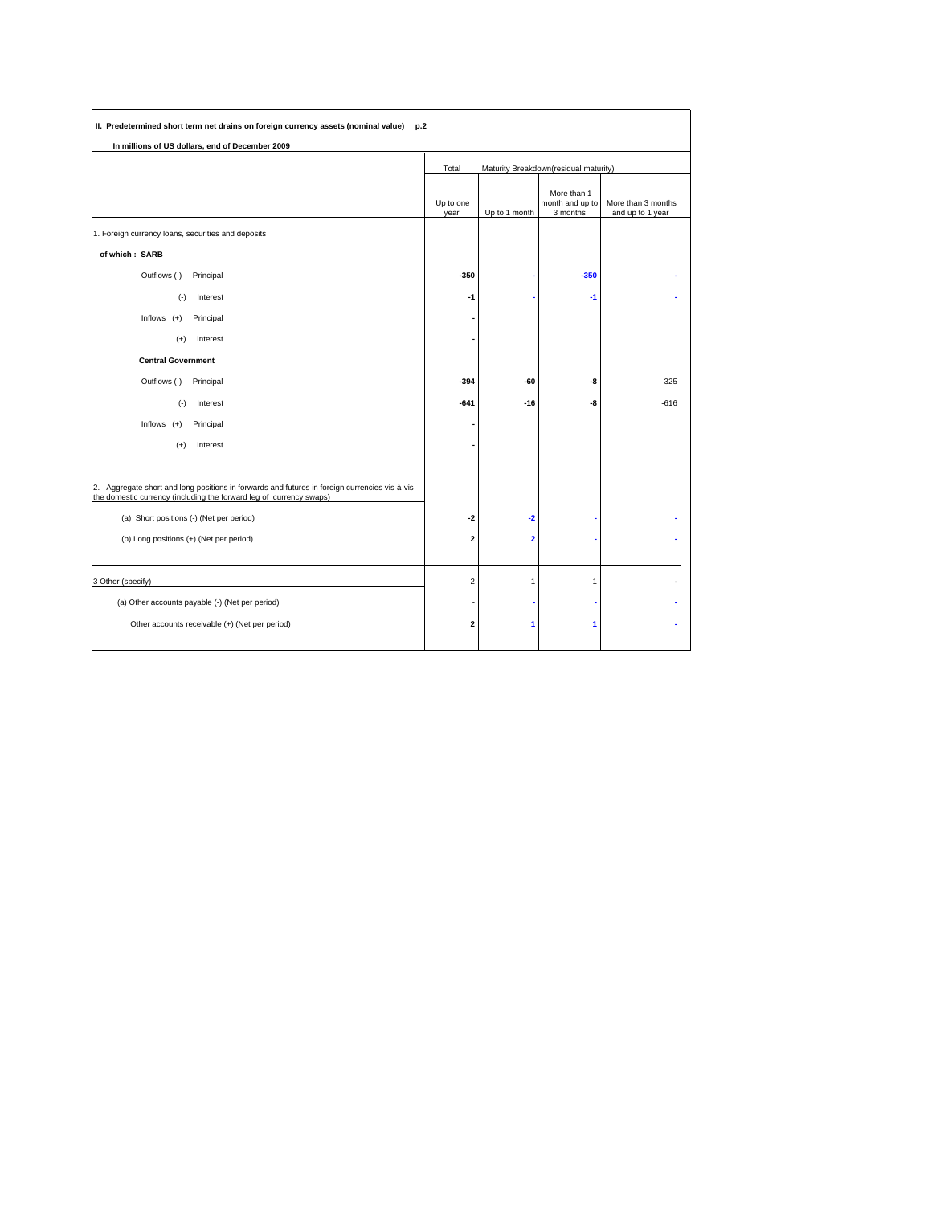**II. Predetermined short term net drains on foreign currency assets (nominal value) p.2**

**In millions of US dollars, end of December 2009**

| | Total | Maturity Breakdown(residual maturity) | | |
|---|---|---|---|---|
| | Up to one year | Up to 1 month | More than 1 month and up to 3 months | More than 3 months and up to 1 year |
| 1. Foreign currency loans, securities and deposits | | | | |
| **of which : SARB** | | | | |
| Outflows (-) Principal | **-350** | - | **-350** | - |
| (-) Interest | **-1** | - | **-1** | - |
| Inflows (+) Principal | - | | | |
| (+) Interest | - | | | |
| **Central Government** | | | | |
| Outflows (-) Principal | **-394** | **-60** | **-8** | -325 |
| (-) Interest | **-641** | **-16** | **-8** | -616 |
| Inflows (+) Principal | - | | | |
| (+) Interest | - | | | |
| 2. Aggregate short and long positions in forwards and futures in foreign currencies vis-à-vis the domestic currency (including the forward leg of currency swaps) | | | | |
| (a) Short positions (-) (Net per period) | **-2** | **-2** | - | - |
| (b) Long positions (+) (Net per period) | **2** | **2** | - | - |
| 3 Other (specify) | 2 | 1 | 1 | - |
| (a) Other accounts payable (-) (Net per period) | - | - | - | - |
| Other accounts receivable (+) (Net per period) | **2** | **1** | **1** | - |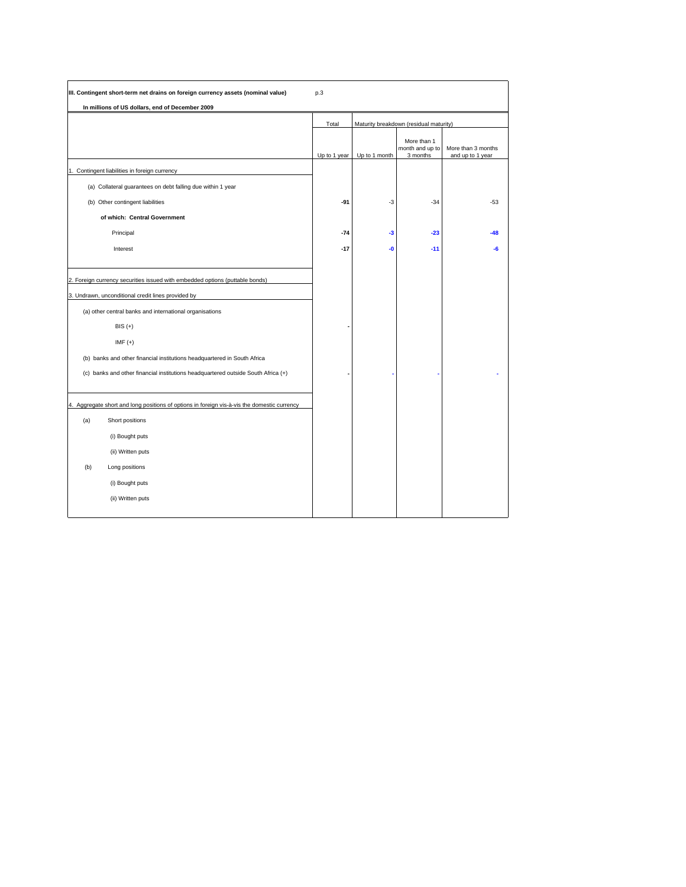**III. Contingent short-term net drains on foreign currency assets (nominal value)** p.3

**In millions of US dollars, end of December 2009**

| | Total | Maturity breakdown (residual maturity) | | |
|---|---|---|---|---|
| | Up to 1 year | Up to 1 month | More than 1 month and up to 3 months | More than 3 months and up to 1 year |
| 1. Contingent liabilities in foreign currency | | | | |
| (a) Collateral guarantees on debt falling due within 1 year | | | | |
| (b) Other contingent liabilities | **-91** | -3 | -34 | -53 |
| **of which: Central Government** | | | | |
| Principal | **-74** | **-3** | **-23** | **-48** |
| Interest | **-17** | **-0** | **-11** | **-6** |
| 2. Foreign currency securities issued with embedded options (puttable bonds) | | | | |
| 3. Undrawn, unconditional credit lines provided by | | | | |
| (a) other central banks and international organisations | | | | |
| BIS (+) | - | | | |
| IMF (+) | | | | |
| (b) banks and other financial institutions headquartered in South Africa | | | | |
| (c) banks and other financial institutions headquartered outside South Africa (+) | - | - | - | - |
| 4. Aggregate short and long positions of options in foreign vis-à-vis the domestic currency | | | | |
| (a) Short positions | | | | |
| (i) Bought puts | | | | |
| (ii) Written puts | | | | |
| (b) Long positions | | | | |
| (i) Bought puts | | | | |
| (ii) Written puts | | | | |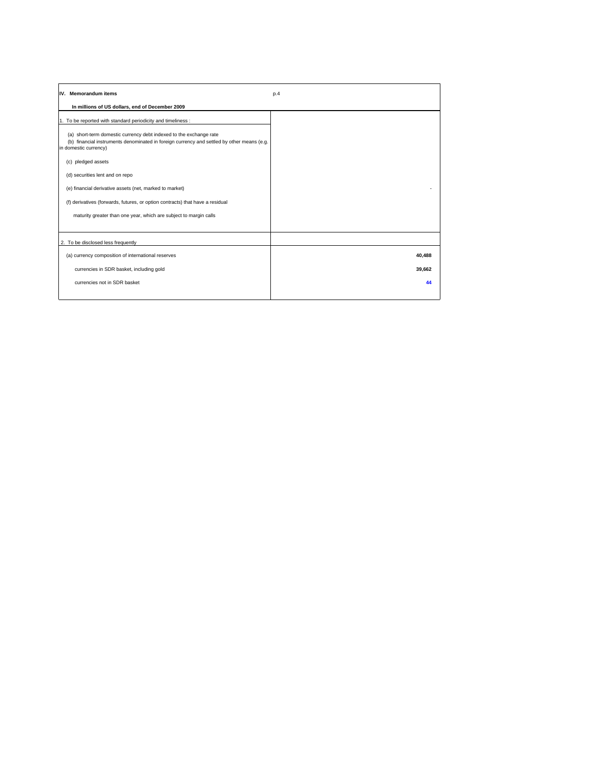| IV. Memorandum items | p.4 |
| --- | --- |
| **In millions of US dollars, end of December 2009** | |
| 1. To be reported with standard periodicity and timeliness : | |
| (a) short-term domestic currency debt indexed to the exchange rate | |
| (b) financial instruments denominated in foreign currency and settled by other means (e.g. in domestic currency) | |
| (c) pledged assets | |
| (d) securities lent and on repo | |
| (e) financial derivative assets (net, marked to market) | - |
| (f) derivatives (forwards, futures, or option contracts) that have a residual maturity greater than one year, which are subject to margin calls | |
| 2. To be disclosed less frequently | |
| (a) currency composition of international reserves | **40,488** |
| currencies in SDR basket, including gold | **39,662** |
| currencies not in SDR basket | **44** |